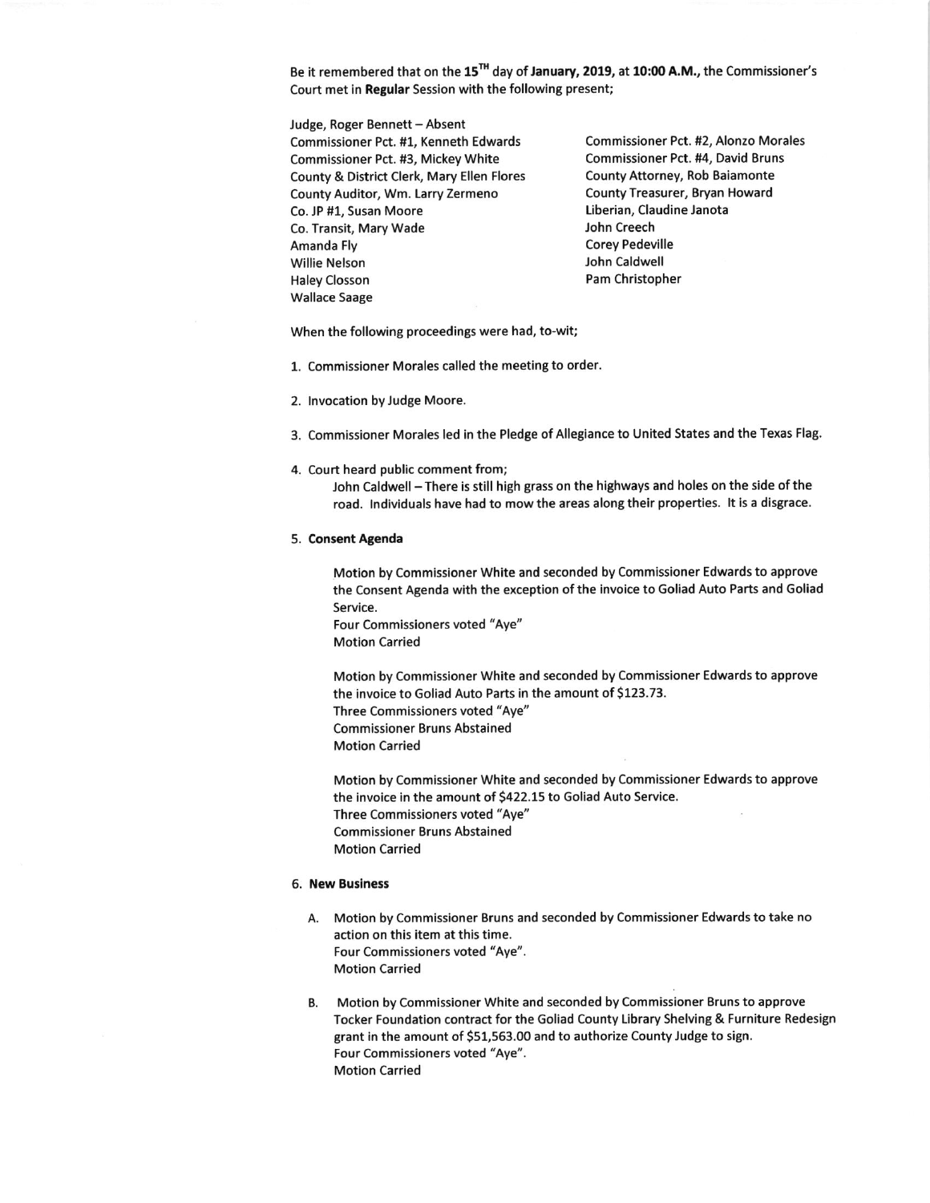Be it remembered that on the 15TH day of **January, 2019**, at **10:00 A.M.**, the Commissioner's Court met in **Regular** Session with the following present;

Judge, Roger Bennett – Absent
Commissioner Pct. #1, Kenneth Edwards
Commissioner Pct. #2, Alonzo Morales
Commissioner Pct. #3, Mickey White
Commissioner Pct. #4, David Bruns
County & District Clerk, Mary Ellen Flores
County Attorney, Rob Baiamonte
County Auditor, Wm. Larry Zermeno
County Treasurer, Bryan Howard
Co. JP #1, Susan Moore
Liberian, Claudine Janota
Co. Transit, Mary Wade
John Creech
Amanda Fly
Corey Pedeville
Willie Nelson
John Caldwell
Haley Closson
Pam Christopher
Wallace Saage

When the following proceedings were had, to-wit;

1. Commissioner Morales called the meeting to order.

2. Invocation by Judge Moore.

3. Commissioner Morales led in the Pledge of Allegiance to United States and the Texas Flag.

4. Court heard public comment from;
   John Caldwell – There is still high grass on the highways and holes on the side of the road. Individuals have had to mow the areas along their properties. It is a disgrace.

5. **Consent Agenda**

   Motion by Commissioner White and seconded by Commissioner Edwards to approve the Consent Agenda with the exception of the invoice to Goliad Auto Parts and Goliad Service.
   Four Commissioners voted "Aye"
   Motion Carried

   Motion by Commissioner White and seconded by Commissioner Edwards to approve the invoice to Goliad Auto Parts in the amount of $123.73.
   Three Commissioners voted "Aye"
   Commissioner Bruns Abstained
   Motion Carried

   Motion by Commissioner White and seconded by Commissioner Edwards to approve the invoice in the amount of $422.15 to Goliad Auto Service.
   Three Commissioners voted "Aye"
   Commissioner Bruns Abstained
   Motion Carried

6. **New Business**

   A. Motion by Commissioner Bruns and seconded by Commissioner Edwards to take no action on this item at this time.
   Four Commissioners voted "Aye".
   Motion Carried

   B. Motion by Commissioner White and seconded by Commissioner Bruns to approve Tocker Foundation contract for the Goliad County Library Shelving & Furniture Redesign grant in the amount of $51,563.00 and to authorize County Judge to sign.
   Four Commissioners voted "Aye".
   Motion Carried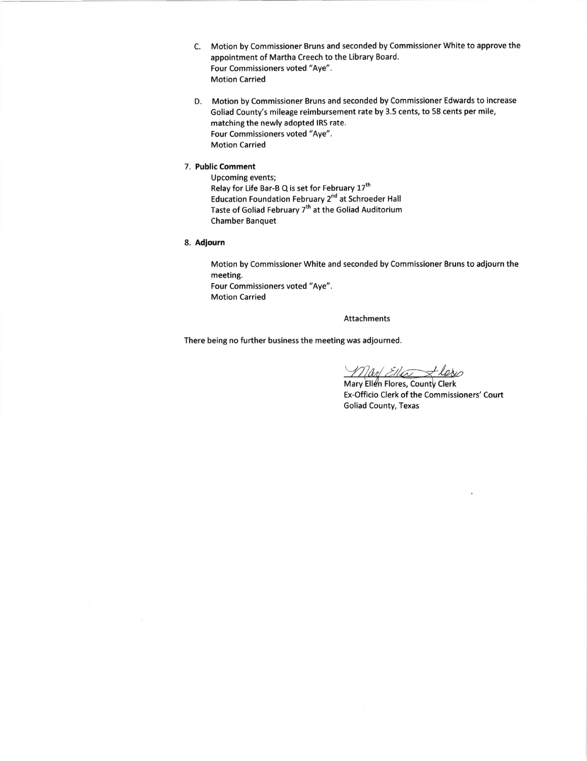C. Motion by Commissioner Bruns and seconded by Commissioner White to approve the appointment of Martha Creech to the Library Board.
Four Commissioners voted "Aye".
Motion Carried

D. Motion by Commissioner Bruns and seconded by Commissioner Edwards to increase Goliad County's mileage reimbursement rate by 3.5 cents, to 58 cents per mile, matching the newly adopted IRS rate.
Four Commissioners voted "Aye".
Motion Carried

7. **Public Comment**

Upcoming events;
Relay for Life Bar-B Q is set for February 17th
Education Foundation February 2nd at Schroeder Hall
Taste of Goliad February 7th at the Goliad Auditorium
Chamber Banquet

8. **Adjourn**

Motion by Commissioner White and seconded by Commissioner Bruns to adjourn the meeting.
Four Commissioners voted "Aye".
Motion Carried

Attachments

There being no further business the meeting was adjourned.

Mary Ellen Flores, County Clerk
Ex-Officio Clerk of the Commissioners' Court
Goliad County, Texas